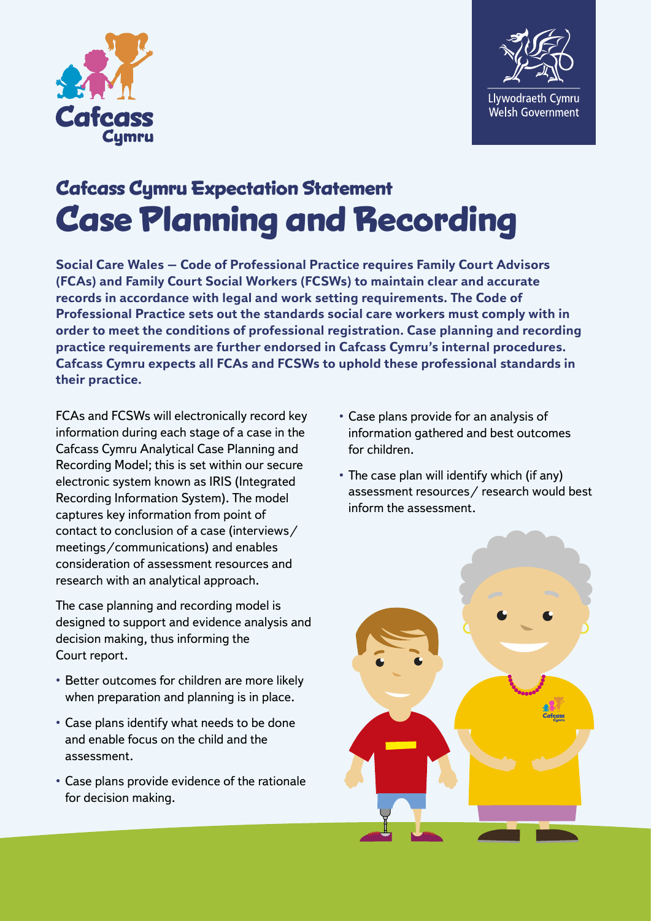Cafcass Cymru

Llywodraeth Cymru
Welsh Government

## Cafcass Cymru Expectation Statement

# Case Planning and Recording

**Social Care Wales – Code of Professional Practice requires Family Court Advisors (FCAs) and Family Court Social Workers (FCSWs) to maintain clear and accurate records in accordance with legal and work setting requirements. The Code of Professional Practice sets out the standards social care workers must comply with in order to meet the conditions of professional registration. Case planning and recording practice requirements are further endorsed in Cafcass Cymru's internal procedures. Cafcass Cymru expects all FCAs and FCSWs to uphold these professional standards in their practice.**

FCAs and FCSWs will electronically record key information during each stage of a case in the Cafcass Cymru Analytical Case Planning and Recording Model; this is set within our secure electronic system known as IRIS (Integrated Recording Information System). The model captures key information from point of contact to conclusion of a case (interviews/ meetings/communications) and enables consideration of assessment resources and research with an analytical approach.

The case planning and recording model is designed to support and evidence analysis and decision making, thus informing the Court report.

- Better outcomes for children are more likely when preparation and planning is in place.
- Case plans identify what needs to be done and enable focus on the child and the assessment.
- Case plans provide evidence of the rationale for decision making.
- Case plans provide for an analysis of information gathered and best outcomes for children.
- The case plan will identify which (if any) assessment resources/ research would best inform the assessment.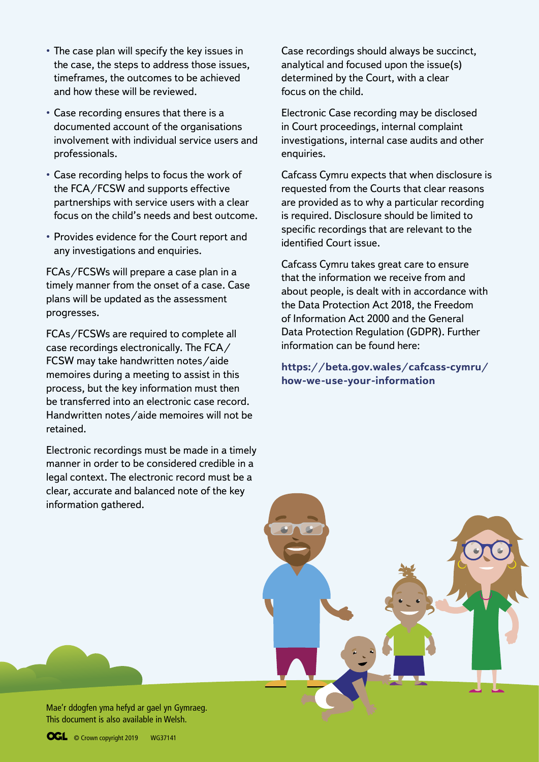- The case plan will specify the key issues in the case, the steps to address those issues, timeframes, the outcomes to be achieved and how these will be reviewed.
- Case recording ensures that there is a documented account of the organisations involvement with individual service users and professionals.
- Case recording helps to focus the work of the FCA/FCSW and supports effective partnerships with service users with a clear focus on the child's needs and best outcome.
- Provides evidence for the Court report and any investigations and enquiries.

FCAs/FCSWs will prepare a case plan in a timely manner from the onset of a case. Case plans will be updated as the assessment progresses.

FCAs/FCSWs are required to complete all case recordings electronically. The FCA/FCSW may take handwritten notes/aide memoires during a meeting to assist in this process, but the key information must then be transferred into an electronic case record. Handwritten notes/aide memoires will not be retained.

Electronic recordings must be made in a timely manner in order to be considered credible in a legal context. The electronic record must be a clear, accurate and balanced note of the key information gathered.

Case recordings should always be succinct, analytical and focused upon the issue(s) determined by the Court, with a clear focus on the child.

Electronic Case recording may be disclosed in Court proceedings, internal complaint investigations, internal case audits and other enquiries.

Cafcass Cymru expects that when disclosure is requested from the Courts that clear reasons are provided as to why a particular recording is required. Disclosure should be limited to specific recordings that are relevant to the identified Court issue.

Cafcass Cymru takes great care to ensure that the information we receive from and about people, is dealt with in accordance with the Data Protection Act 2018, the Freedom of Information Act 2000 and the General Data Protection Regulation (GDPR). Further information can be found here:

**https://beta.gov.wales/cafcass-cymru/how-we-use-your-information**

Mae'r ddogfen yma hefyd ar gael yn Gymraeg.
This document is also available in Welsh.

OGL © Crown copyright 2019 WG37141